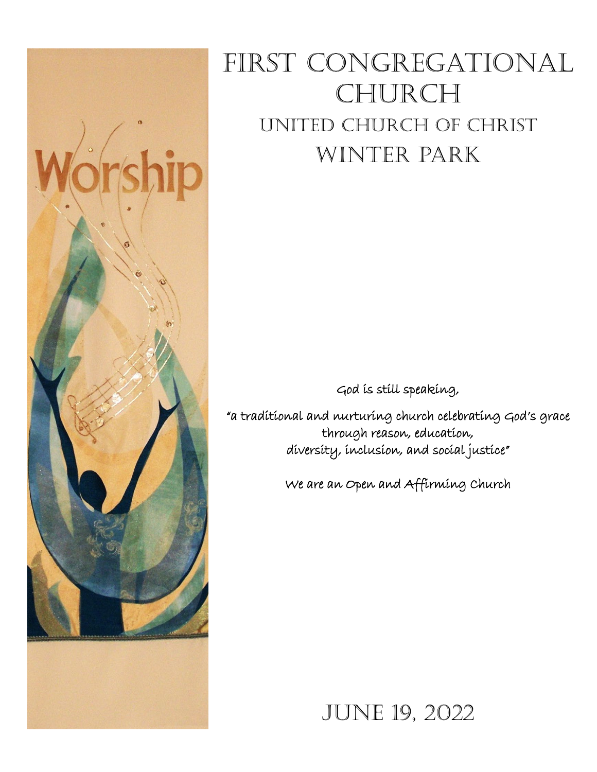# First Congregational Church

## United Church of Christ

## Winter Park

*God is still speaking,*

*"a traditional and nurturing church celebrating God's grace through reason, education, diversity, inclusion, and social justice"*

*We are an Open and Affirming Church*

## June 19, 2022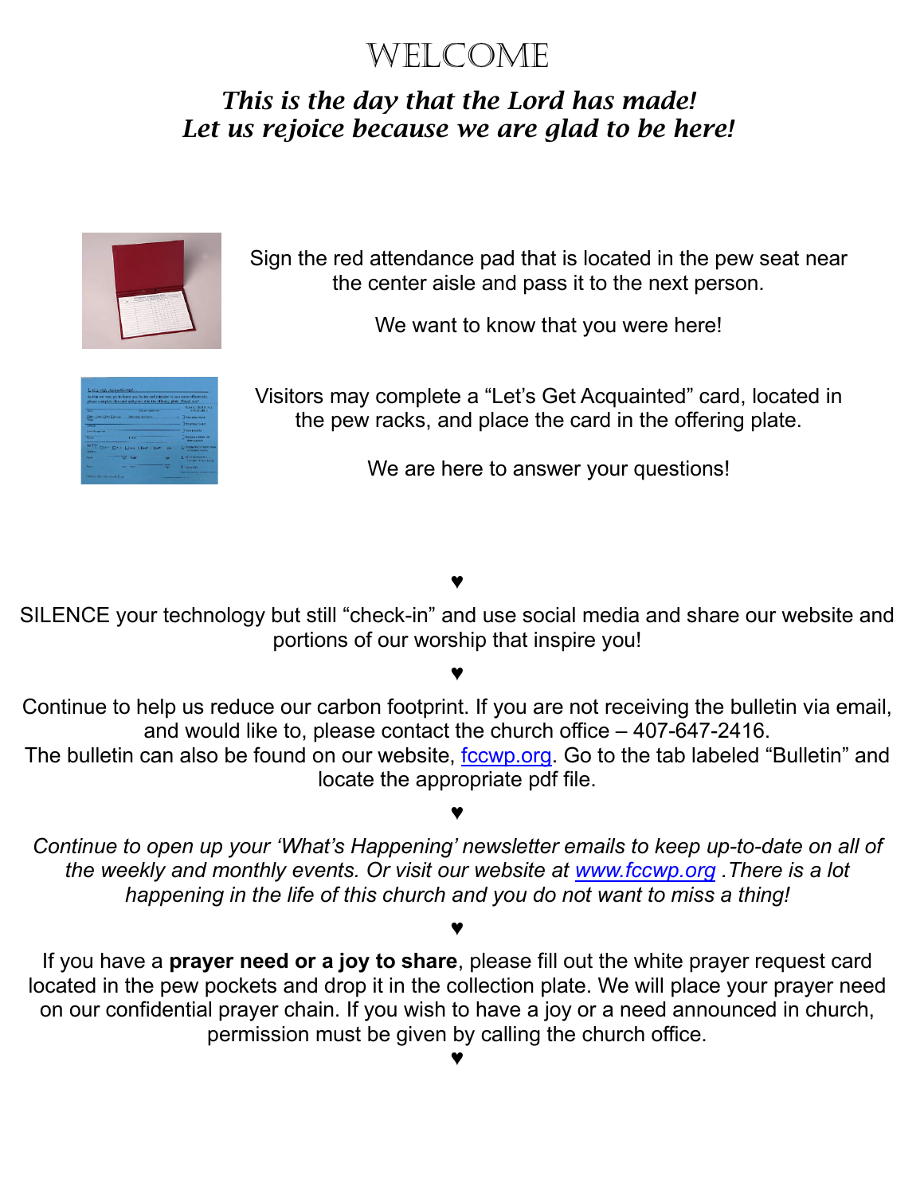# WELCOME

***This is the day that the Lord has made!***
***Let us rejoice because we are glad to be here!***

Sign the red attendance pad that is located in the pew seat near the center aisle and pass it to the next person.

We want to know that you were here!

Visitors may complete a "Let's Get Acquainted" card, located in the pew racks, and place the card in the offering plate.

We are here to answer your questions!

♥

SILENCE your technology but still "check-in" and use social media and share our website and portions of our worship that inspire you!

♥

Continue to help us reduce our carbon footprint. If you are not receiving the bulletin via email, and would like to, please contact the church office – 407-647-2416.
The bulletin can also be found on our website, fccwp.org. Go to the tab labeled "Bulletin" and locate the appropriate pdf file.

♥

*Continue to open up your 'What's Happening' newsletter emails to keep up-to-date on all of the weekly and monthly events. Or visit our website at www.fccwp.org .There is a lot happening in the life of this church and you do not want to miss a thing!*

♥

If you have a **prayer need or a joy to share**, please fill out the white prayer request card located in the pew pockets and drop it in the collection plate. We will place your prayer need on our confidential prayer chain. If you wish to have a joy or a need announced in church, permission must be given by calling the church office.

♥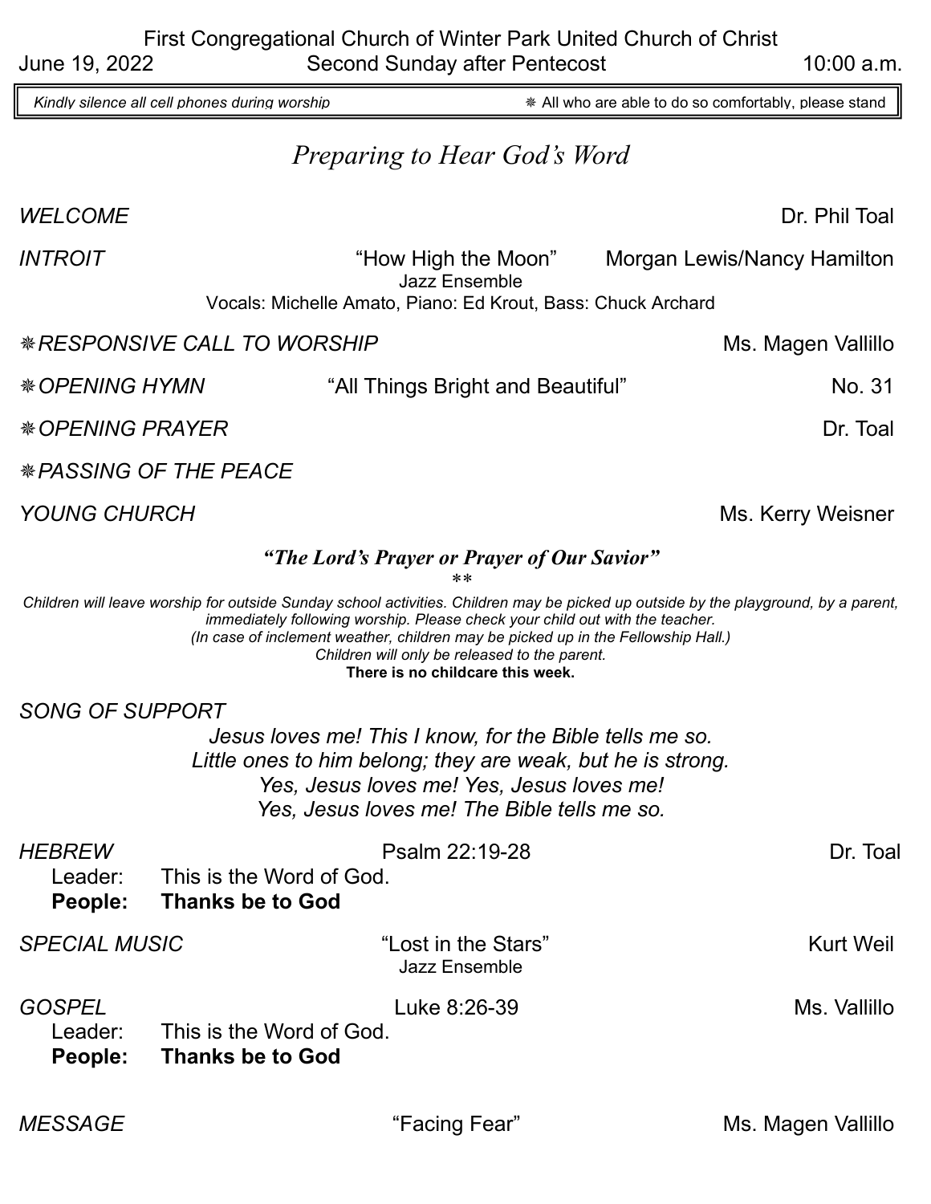First Congregational Church of Winter Park United Church of Christ

June 19, 2022 — Second Sunday after Pentecost — 10:00 a.m.

*Kindly silence all cell phones during worship* — ❋ All who are able to do so comfortably, please stand

## *Preparing to Hear God's Word*

*WELCOME* — Dr. Phil Toal

*INTROIT* — "How High the Moon" — Morgan Lewis/Nancy Hamilton
Jazz Ensemble
Vocals: Michelle Amato, Piano: Ed Krout, Bass: Chuck Archard

❋*RESPONSIVE CALL TO WORSHIP* — Ms. Magen Vallillo

❋*OPENING HYMN* — "All Things Bright and Beautiful" — No. 31

❋*OPENING PRAYER* — Dr. Toal

❋*PASSING OF THE PEACE*

*YOUNG CHURCH* — Ms. Kerry Weisner

***"The Lord's Prayer or Prayer of Our Savior"***

**

*Children will leave worship for outside Sunday school activities. Children may be picked up outside by the playground, by a parent, immediately following worship. Please check your child out with the teacher.*
*(In case of inclement weather, children may be picked up in the Fellowship Hall.)*
*Children will only be released to the parent.*
**There is no childcare this week.**

*SONG OF SUPPORT*

*Jesus loves me! This I know, for the Bible tells me so.*
*Little ones to him belong; they are weak, but he is strong.*
*Yes, Jesus loves me! Yes, Jesus loves me!*
*Yes, Jesus loves me! The Bible tells me so.*

*HEBREW* — Psalm 22:19-28 — Dr. Toal

Leader: This is the Word of God.
**People: Thanks be to God**

*SPECIAL MUSIC* — "Lost in the Stars" — Kurt Weil
Jazz Ensemble

*GOSPEL* — Luke 8:26-39 — Ms. Vallillo

Leader: This is the Word of God.
**People: Thanks be to God**

*MESSAGE* — "Facing Fear" — Ms. Magen Vallillo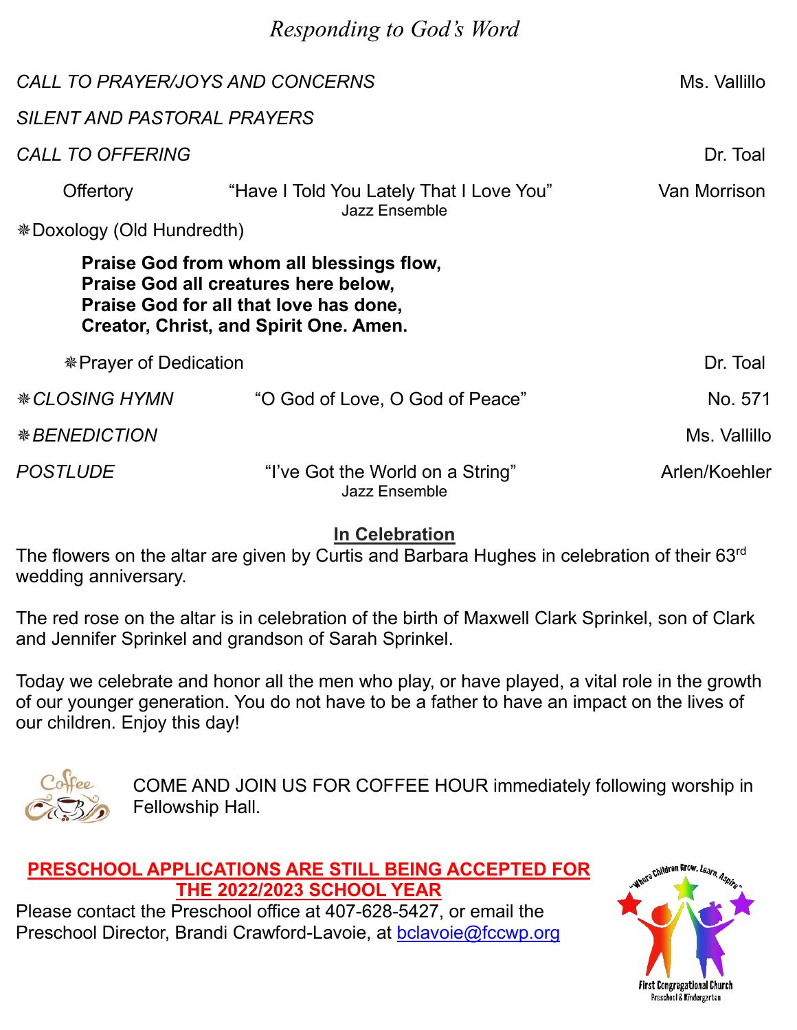## *Responding to God's Word*

*CALL TO PRAYER/JOYS AND CONCERNS* Ms. Vallillo

*SILENT AND PASTORAL PRAYERS*

*CALL TO OFFERING* Dr. Toal

Offertory "Have I Told You Lately That I Love You" Van Morrison
Jazz Ensemble

❋Doxology (Old Hundredth)

**Praise God from whom all blessings flow,**
**Praise God all creatures here below,**
**Praise God for all that love has done,**
**Creator, Christ, and Spirit One. Amen.**

❋Prayer of Dedication Dr. Toal

❋*CLOSING HYMN* "O God of Love, O God of Peace" No. 571

❋*BENEDICTION* Ms. Vallillo

*POSTLUDE* "I've Got the World on a String" Arlen/Koehler
Jazz Ensemble

### In Celebration

The flowers on the altar are given by Curtis and Barbara Hughes in celebration of their 63rd wedding anniversary.

The red rose on the altar is in celebration of the birth of Maxwell Clark Sprinkel, son of Clark and Jennifer Sprinkel and grandson of Sarah Sprinkel.

Today we celebrate and honor all the men who play, or have played, a vital role in the growth of our younger generation. You do not have to be a father to have an impact on the lives of our children. Enjoy this day!

COME AND JOIN US FOR COFFEE HOUR immediately following worship in Fellowship Hall.

**PRESCHOOL APPLICATIONS ARE STILL BEING ACCEPTED FOR THE 2022/2023 SCHOOL YEAR**

Please contact the Preschool office at 407-628-5427, or email the Preschool Director, Brandi Crawford-Lavoie, at bclavoie@fccwp.org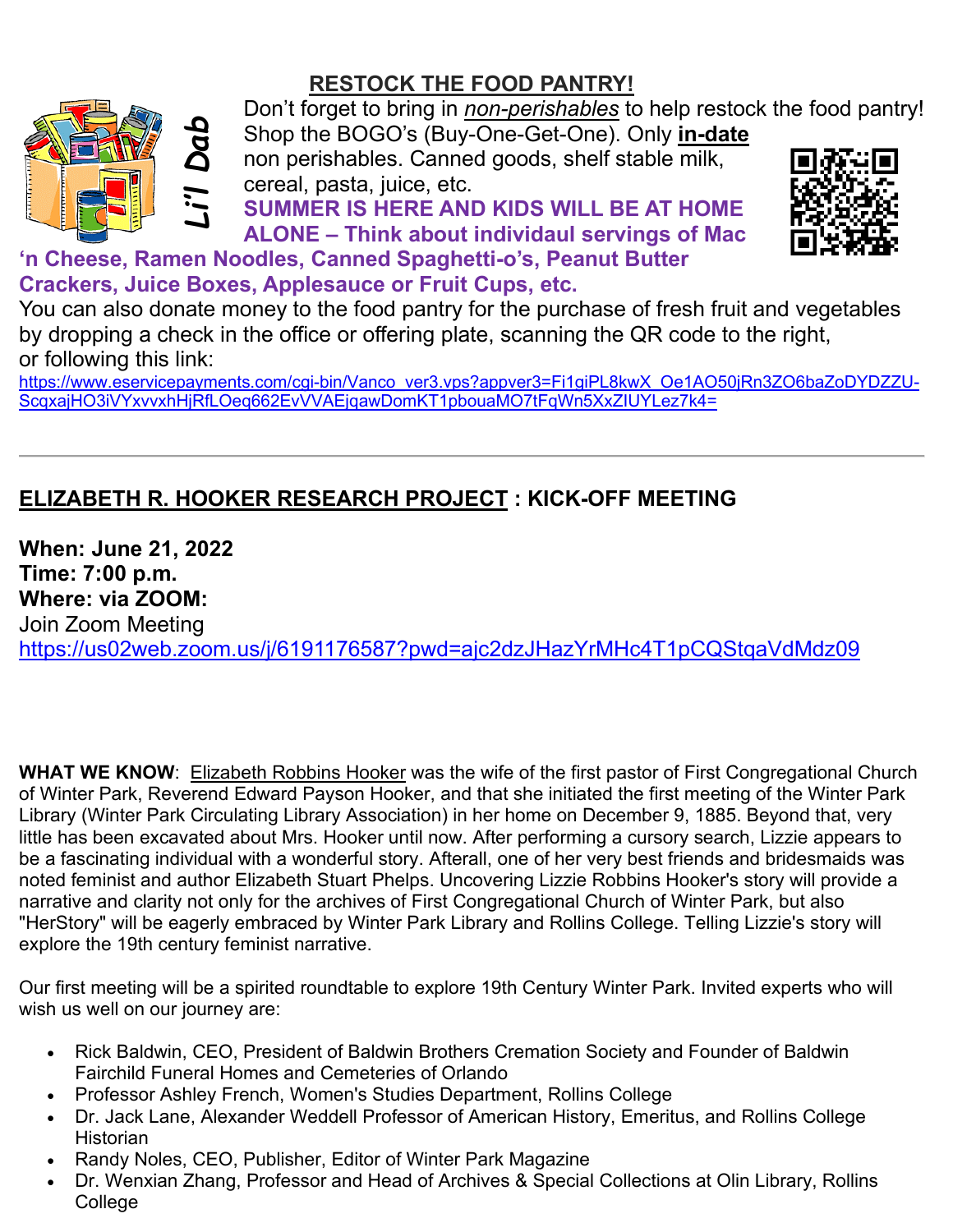## RESTOCK THE FOOD PANTRY!

*Li'l Dab*

Don't forget to bring in *non-perishables* to help restock the food pantry! Shop the BOGO's (Buy-One-Get-One). Only **in-date** non perishables. Canned goods, shelf stable milk, cereal, pasta, juice, etc.

**SUMMER IS HERE AND KIDS WILL BE AT HOME ALONE – Think about individaul servings of Mac 'n Cheese, Ramen Noodles, Canned Spaghetti-o's, Peanut Butter Crackers, Juice Boxes, Applesauce or Fruit Cups, etc.**

You can also donate money to the food pantry for the purchase of fresh fruit and vegetables by dropping a check in the office or offering plate, scanning the QR code to the right, or following this link:

https://www.eservicepayments.com/cgi-bin/Vanco_ver3.vps?appver3=Fi1giPL8kwX_Oe1AO50jRn3ZO6baZoDYDZZU-ScqxajHO3iVYxvvxhHjRfLOeq662EvVVAEjqawDomKT1pbouaMO7tFqWn5XxZIUYLez7k4=

---

## ELIZABETH R. HOOKER RESEARCH PROJECT : KICK-OFF MEETING

**When: June 21, 2022**
**Time: 7:00 p.m.**
**Where: via ZOOM:**
Join Zoom Meeting
https://us02web.zoom.us/j/6191176587?pwd=ajc2dzJHazYrMHc4T1pCQStqaVdMdz09

**WHAT WE KNOW**: Elizabeth Robbins Hooker was the wife of the first pastor of First Congregational Church of Winter Park, Reverend Edward Payson Hooker, and that she initiated the first meeting of the Winter Park Library (Winter Park Circulating Library Association) in her home on December 9, 1885. Beyond that, very little has been excavated about Mrs. Hooker until now. After performing a cursory search, Lizzie appears to be a fascinating individual with a wonderful story. Afterall, one of her very best friends and bridesmaids was noted feminist and author Elizabeth Stuart Phelps. Uncovering Lizzie Robbins Hooker's story will provide a narrative and clarity not only for the archives of First Congregational Church of Winter Park, but also "HerStory" will be eagerly embraced by Winter Park Library and Rollins College. Telling Lizzie's story will explore the 19th century feminist narrative.

Our first meeting will be a spirited roundtable to explore 19th Century Winter Park. Invited experts who will wish us well on our journey are:

- Rick Baldwin, CEO, President of Baldwin Brothers Cremation Society and Founder of Baldwin Fairchild Funeral Homes and Cemeteries of Orlando
- Professor Ashley French, Women's Studies Department, Rollins College
- Dr. Jack Lane, Alexander Weddell Professor of American History, Emeritus, and Rollins College Historian
- Randy Noles, CEO, Publisher, Editor of Winter Park Magazine
- Dr. Wenxian Zhang, Professor and Head of Archives & Special Collections at Olin Library, Rollins College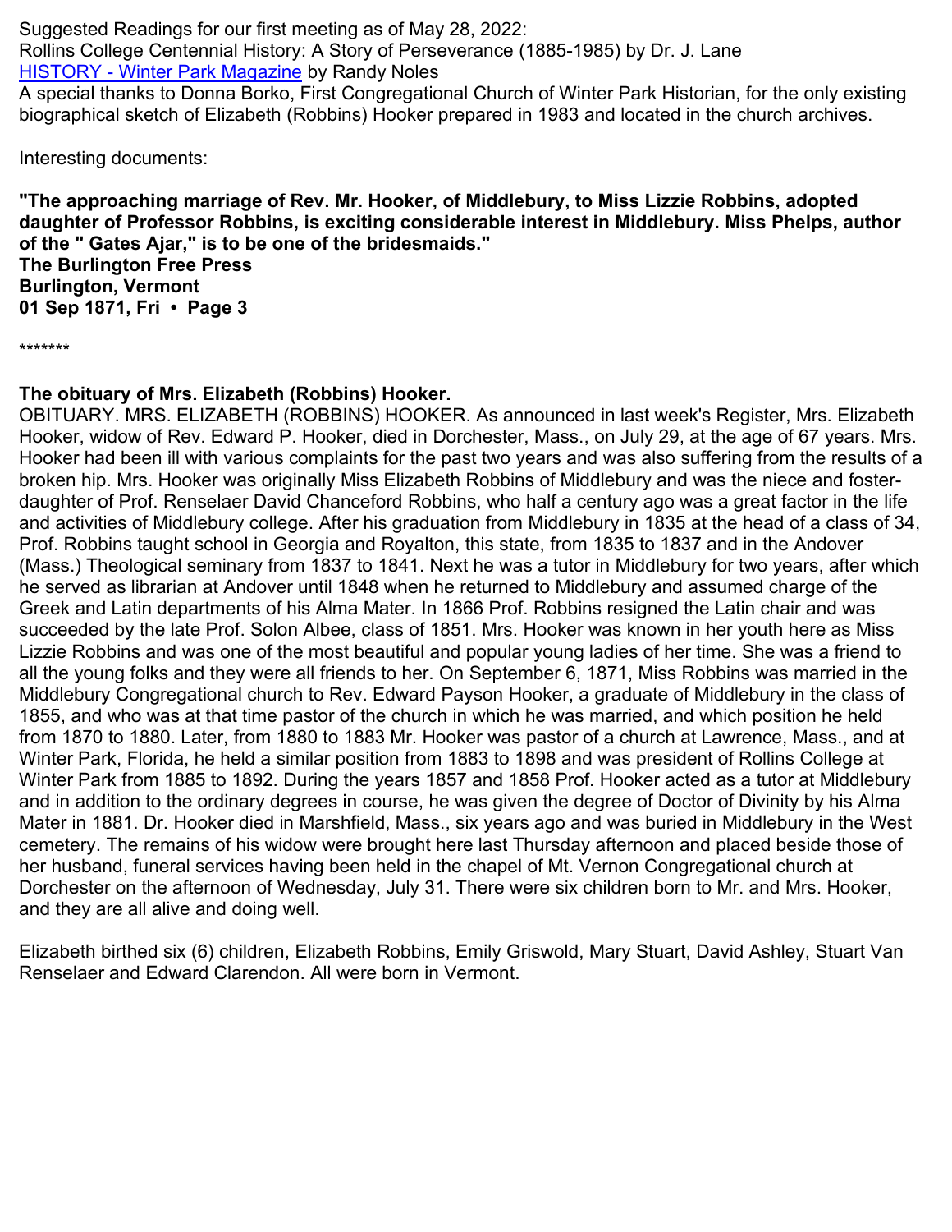Suggested Readings for our first meeting as of May 28, 2022:
Rollins College Centennial History: A Story of Perseverance (1885-1985) by Dr. J. Lane
HISTORY - Winter Park Magazine by Randy Noles
A special thanks to Donna Borko, First Congregational Church of Winter Park Historian, for the only existing biographical sketch of Elizabeth (Robbins) Hooker prepared in 1983 and located in the church archives.

Interesting documents:

**"The approaching marriage of Rev. Mr. Hooker, of Middlebury, to Miss Lizzie Robbins, adopted daughter of Professor Robbins, is exciting considerable interest in Middlebury. Miss Phelps, author of the " Gates Ajar," is to be one of the bridesmaids."**
**The Burlington Free Press**
**Burlington, Vermont**
**01 Sep 1871, Fri • Page 3**

*******

**The obituary of Mrs. Elizabeth (Robbins) Hooker.**
OBITUARY. MRS. ELIZABETH (ROBBINS) HOOKER. As announced in last week's Register, Mrs. Elizabeth Hooker, widow of Rev. Edward P. Hooker, died in Dorchester, Mass., on July 29, at the age of 67 years. Mrs. Hooker had been ill with various complaints for the past two years and was also suffering from the results of a broken hip. Mrs. Hooker was originally Miss Elizabeth Robbins of Middlebury and was the niece and foster-daughter of Prof. Renselaer David Chanceford Robbins, who half a century ago was a great factor in the life and activities of Middlebury college. After his graduation from Middlebury in 1835 at the head of a class of 34, Prof. Robbins taught school in Georgia and Royalton, this state, from 1835 to 1837 and in the Andover (Mass.) Theological seminary from 1837 to 1841. Next he was a tutor in Middlebury for two years, after which he served as librarian at Andover until 1848 when he returned to Middlebury and assumed charge of the Greek and Latin departments of his Alma Mater. In 1866 Prof. Robbins resigned the Latin chair and was succeeded by the late Prof. Solon Albee, class of 1851. Mrs. Hooker was known in her youth here as Miss Lizzie Robbins and was one of the most beautiful and popular young ladies of her time. She was a friend to all the young folks and they were all friends to her. On September 6, 1871, Miss Robbins was married in the Middlebury Congregational church to Rev. Edward Payson Hooker, a graduate of Middlebury in the class of 1855, and who was at that time pastor of the church in which he was married, and which position he held from 1870 to 1880. Later, from 1880 to 1883 Mr. Hooker was pastor of a church at Lawrence, Mass., and at Winter Park, Florida, he held a similar position from 1883 to 1898 and was president of Rollins College at Winter Park from 1885 to 1892. During the years 1857 and 1858 Prof. Hooker acted as a tutor at Middlebury and in addition to the ordinary degrees in course, he was given the degree of Doctor of Divinity by his Alma Mater in 1881. Dr. Hooker died in Marshfield, Mass., six years ago and was buried in Middlebury in the West cemetery. The remains of his widow were brought here last Thursday afternoon and placed beside those of her husband, funeral services having been held in the chapel of Mt. Vernon Congregational church at Dorchester on the afternoon of Wednesday, July 31. There were six children born to Mr. and Mrs. Hooker, and they are all alive and doing well.

Elizabeth birthed six (6) children, Elizabeth Robbins, Emily Griswold, Mary Stuart, David Ashley, Stuart Van Renselaer and Edward Clarendon. All were born in Vermont.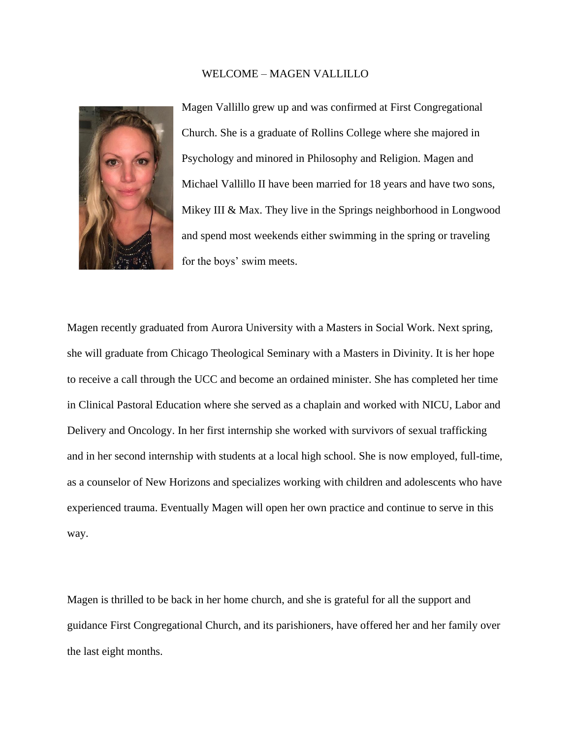# WELCOME – MAGEN VALLILLO

Magen Vallillo grew up and was confirmed at First Congregational Church. She is a graduate of Rollins College where she majored in Psychology and minored in Philosophy and Religion. Magen and Michael Vallillo II have been married for 18 years and have two sons, Mikey III & Max. They live in the Springs neighborhood in Longwood and spend most weekends either swimming in the spring or traveling for the boys' swim meets.

Magen recently graduated from Aurora University with a Masters in Social Work. Next spring, she will graduate from Chicago Theological Seminary with a Masters in Divinity. It is her hope to receive a call through the UCC and become an ordained minister. She has completed her time in Clinical Pastoral Education where she served as a chaplain and worked with NICU, Labor and Delivery and Oncology. In her first internship she worked with survivors of sexual trafficking and in her second internship with students at a local high school. She is now employed, full-time, as a counselor of New Horizons and specializes working with children and adolescents who have experienced trauma. Eventually Magen will open her own practice and continue to serve in this way.

Magen is thrilled to be back in her home church, and she is grateful for all the support and guidance First Congregational Church, and its parishioners, have offered her and her family over the last eight months.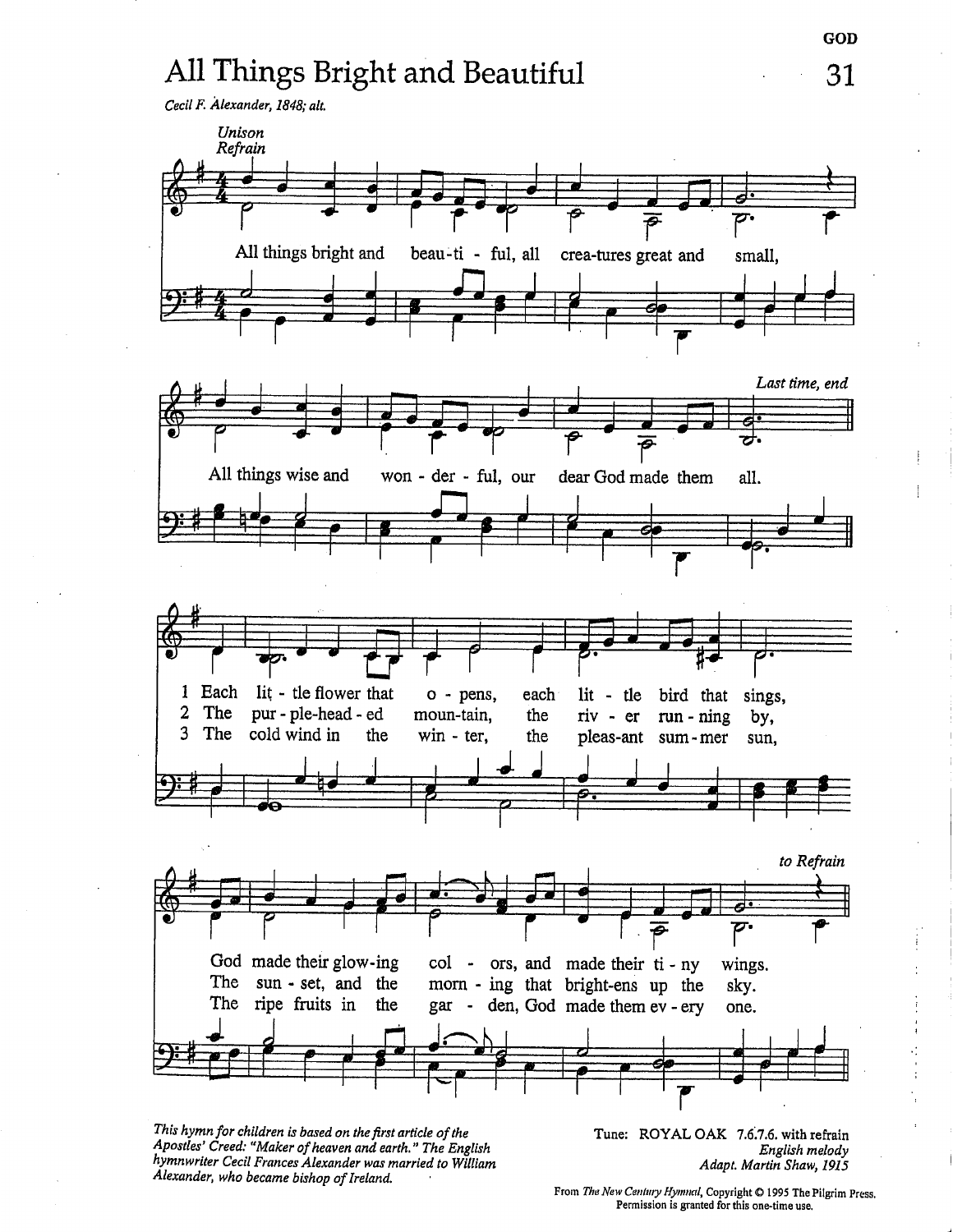# All Things Bright and Beautiful

*Cecil F. Alexander, 1848; alt.*

*Unison*
*Refrain*

All things bright and beau-ti-ful, all crea-tures great and small,
All things wise and won-der-ful, our dear God made them all.

*Last time, end*

1 Each lit-tle flower that o-pens, each lit-tle bird that sings,
God made their glow-ing col-ors, and made their ti-ny wings.

2 The pur-ple-head-ed moun-tain, the riv-er run-ning by,
The sun-set, and the morn-ing that bright-ens up the sky.

3 The cold wind in the win-ter, the pleas-ant sum-mer sun,
The ripe fruits in the gar-den, God made them ev-ery one.

*to Refrain*

*This hymn for children is based on the first article of the Apostles' Creed: "Maker of heaven and earth." The English hymnwriter Cecil Frances Alexander was married to William Alexander, who became bishop of Ireland.*

Tune: ROYAL OAK 7.6.7.6. with refrain
*English melody*
*Adapt. Martin Shaw, 1915*

From *The New Century Hymnal*, Copyright © 1995 The Pilgrim Press. Permission is granted for this one-time use.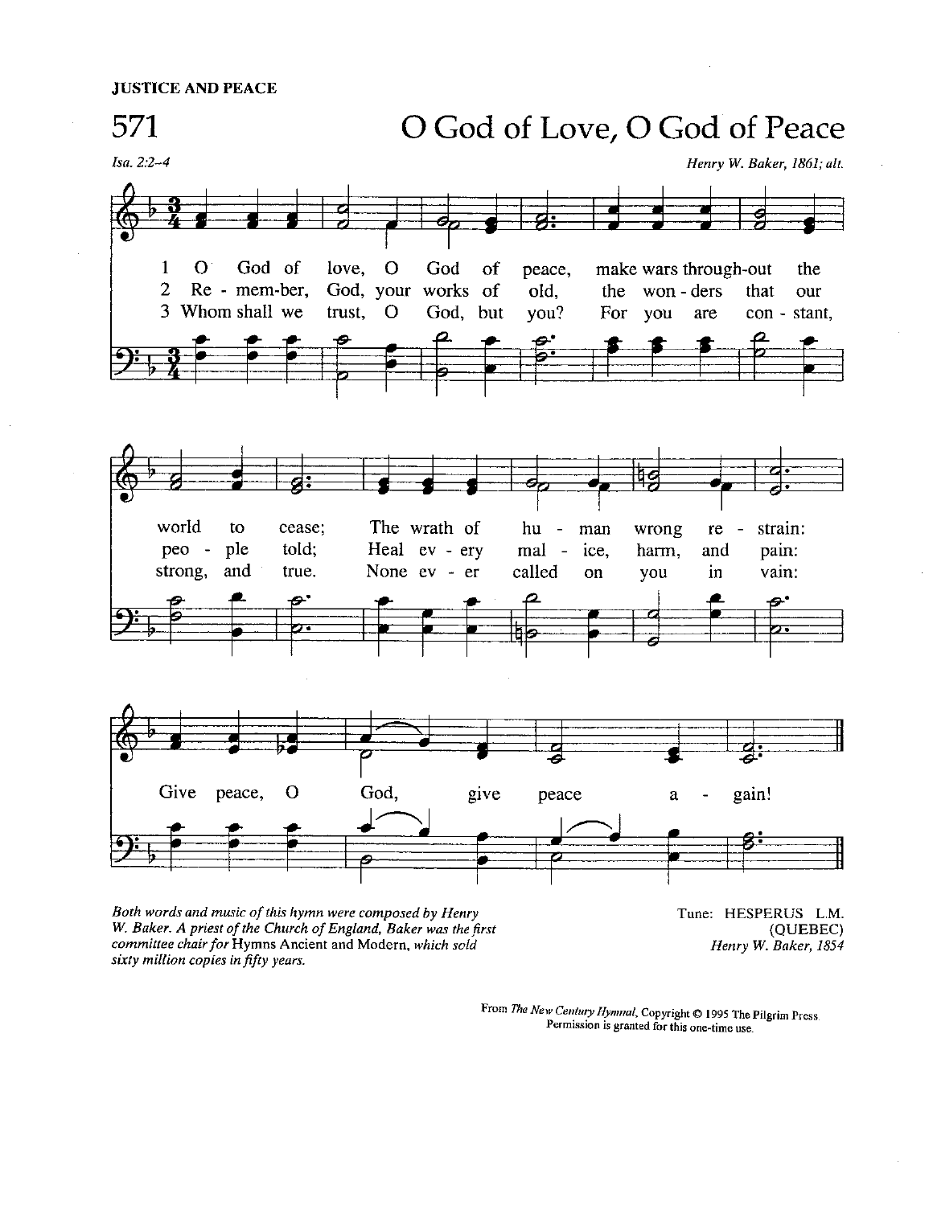**JUSTICE AND PEACE**

# 571 O God of Love, O God of Peace

*Isa. 2:2–4*

*Henry W. Baker, 1861; alt.*

1 O God of love, O God of peace, make wars through-out the world to cease; The wrath of hu - man wrong re - strain: Give peace, O God, give peace a - gain!

2 Re - mem-ber, God, your works of old, the won - ders that our peo - ple told; Heal ev - ery mal - ice, harm, and pain: Give peace, O God, give peace a - gain!

3 Whom shall we trust, O God, but you? For you are con - stant, strong, and true. None ev - er called on you in vain: Give peace, O God, give peace a - gain!

*Both words and music of this hymn were composed by Henry W. Baker. A priest of the Church of England, Baker was the first committee chair for* Hymns Ancient and Modern, *which sold sixty million copies in fifty years.*

Tune: HESPERUS L.M.
(QUEBEC)
*Henry W. Baker, 1854*

From *The New Century Hymnal*, Copyright © 1995 The Pilgrim Press.
Permission is granted for this one-time use.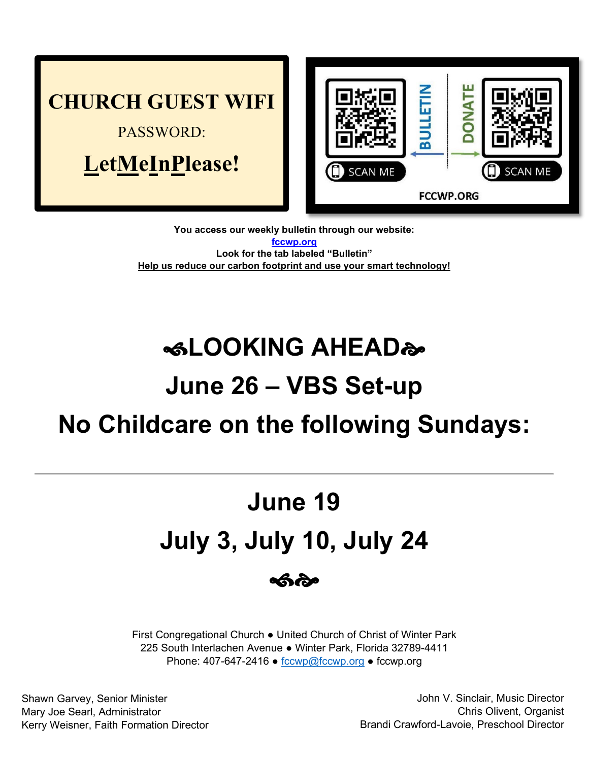**CHURCH GUEST WIFI**

PASSWORD:

**LetMeInPlease!**

BULLETIN

SCAN ME

DONATE

SCAN ME

FCCWP.ORG

**You access our weekly bulletin through our website:**

**fccwp.org**

**Look for the tab labeled "Bulletin"**

**Help us reduce our carbon footprint and use your smart technology!**

# LOOKING AHEAD

## June 26 – VBS Set-up

## No Childcare on the following Sundays:

---

## June 19

## July 3, July 10, July 24

First Congregational Church ● United Church of Christ of Winter Park
225 South Interlachen Avenue ● Winter Park, Florida 32789-4411
Phone: 407-647-2416 ● fccwp@fccwp.org ● fccwp.org

Shawn Garvey, Senior Minister
Mary Joe Searl, Administrator
Kerry Weisner, Faith Formation Director

John V. Sinclair, Music Director
Chris Olivent, Organist
Brandi Crawford-Lavoie, Preschool Director